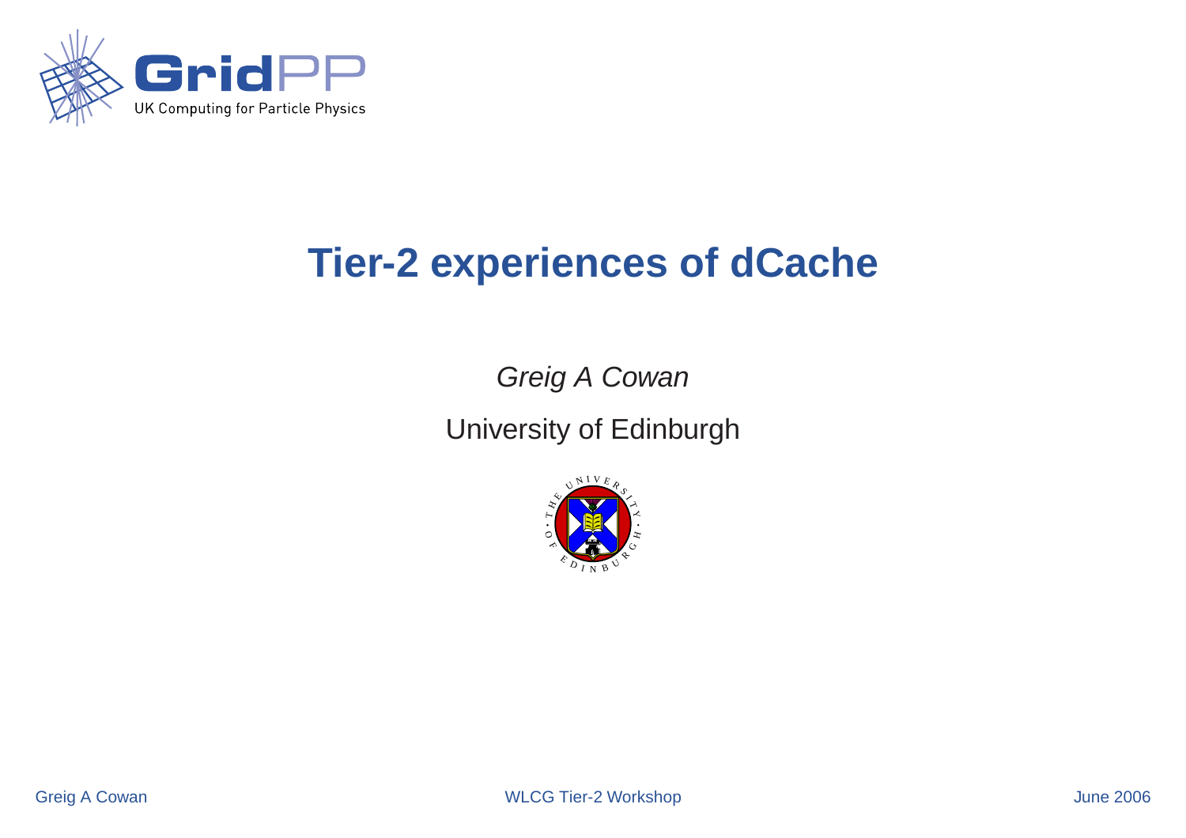# Tier-2 experiences of dCache

*Greig A Cowan*

University of Edinburgh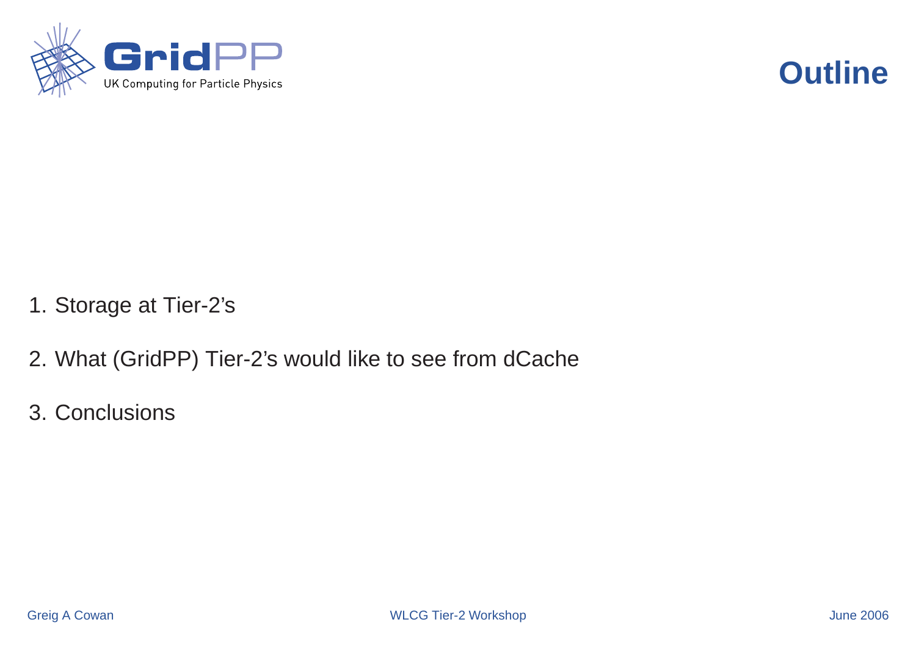# Outline

1. Storage at Tier-2's
2. What (GridPP) Tier-2's would like to see from dCache
3. Conclusions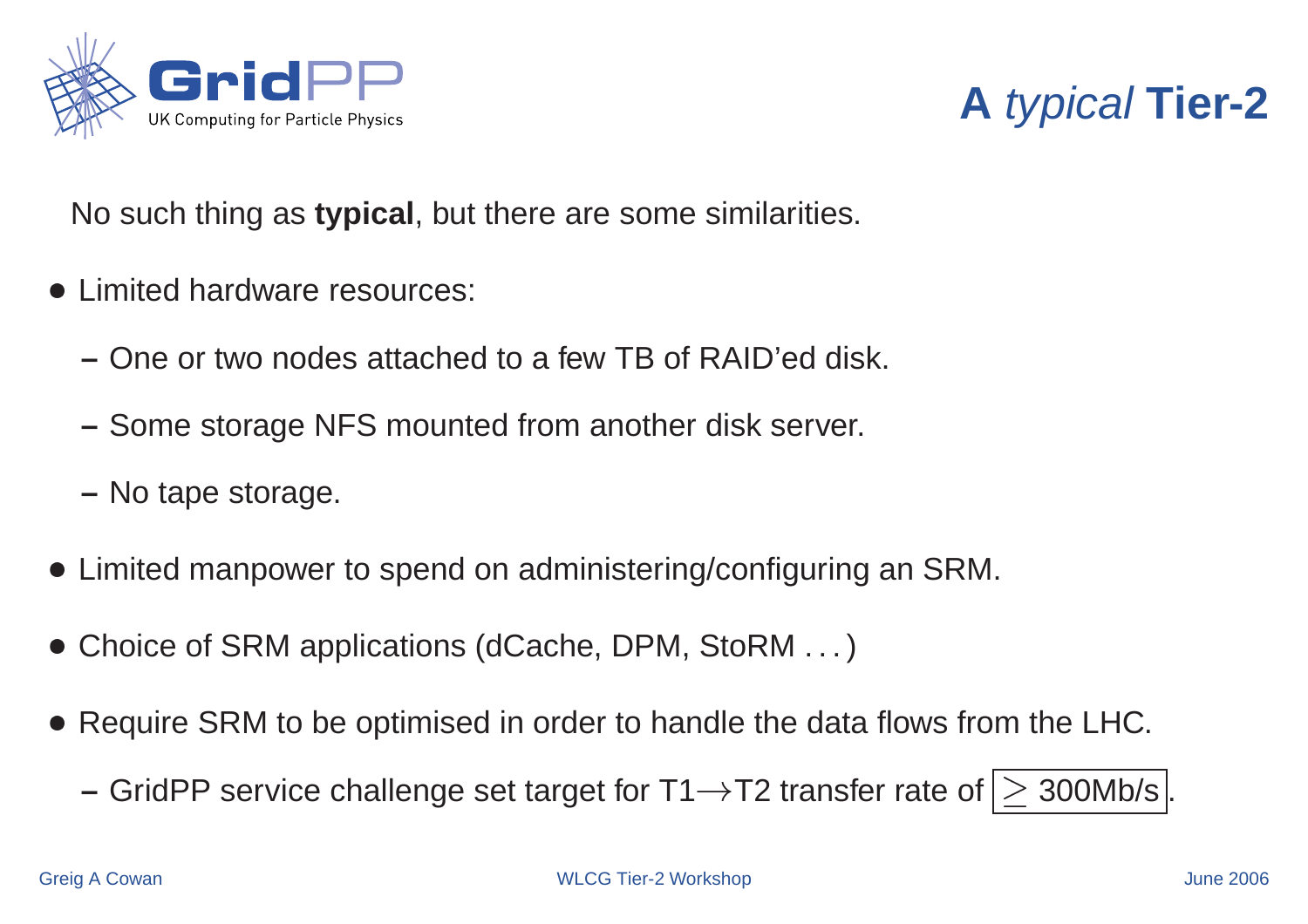# A *typical* Tier-2

No such thing as **typical**, but there are some similarities.

- Limited hardware resources:
  - One or two nodes attached to a few TB of RAID'ed disk.
  - Some storage NFS mounted from another disk server.
  - No tape storage.
- Limited manpower to spend on administering/configuring an SRM.
- Choice of SRM applications (dCache, DPM, StoRM ...)
- Require SRM to be optimised in order to handle the data flows from the LHC.
  - GridPP service challenge set target for T1$\longrightarrow$T2 transfer rate of $\boxed{\geq \text{300Mb/s}}$.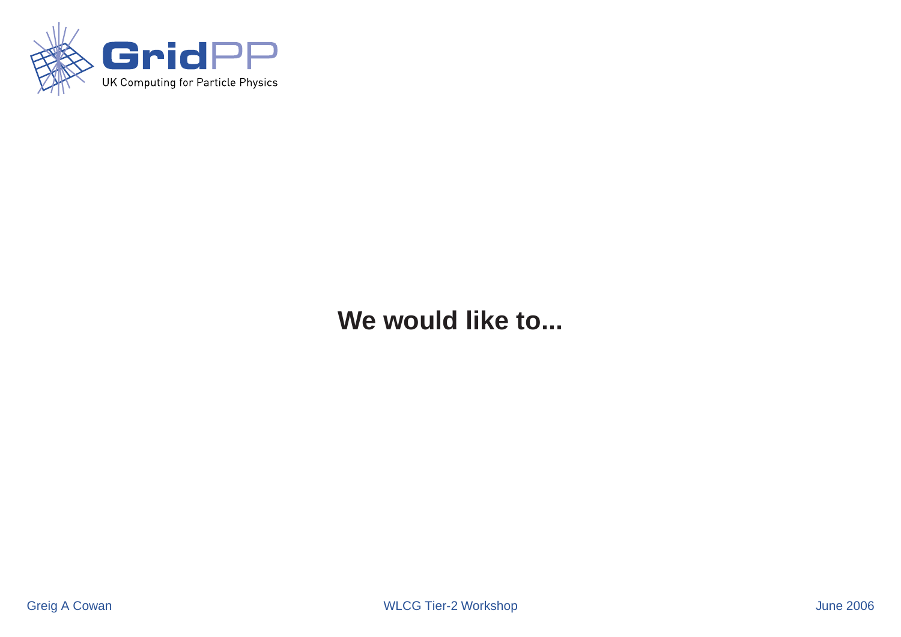# We would like to...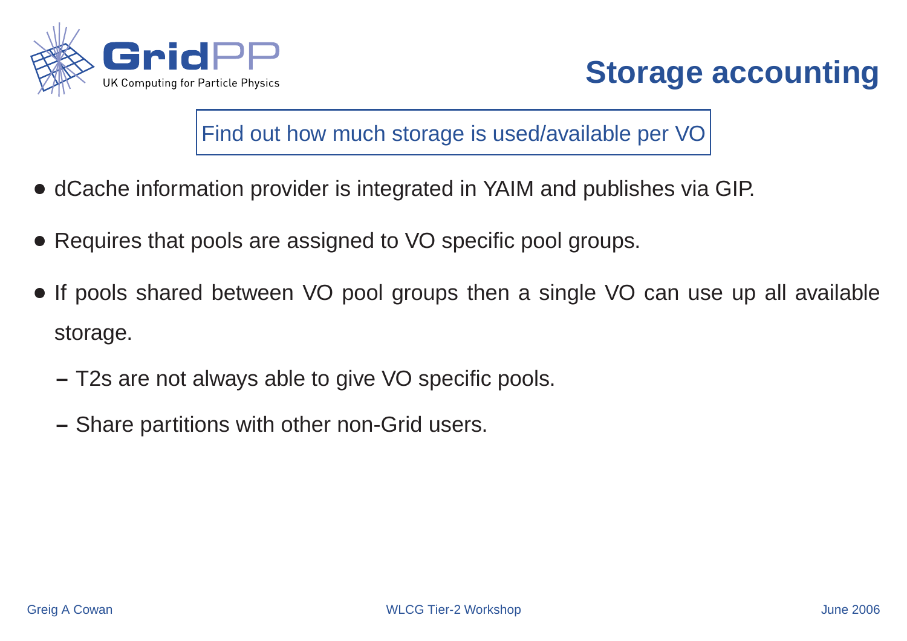# Storage accounting

Find out how much storage is used/available per VO

- dCache information provider is integrated in YAIM and publishes via GIP.
- Requires that pools are assigned to VO specific pool groups.
- If pools shared between VO pool groups then a single VO can use up all available storage.
  - T2s are not always able to give VO specific pools.
  - Share partitions with other non-Grid users.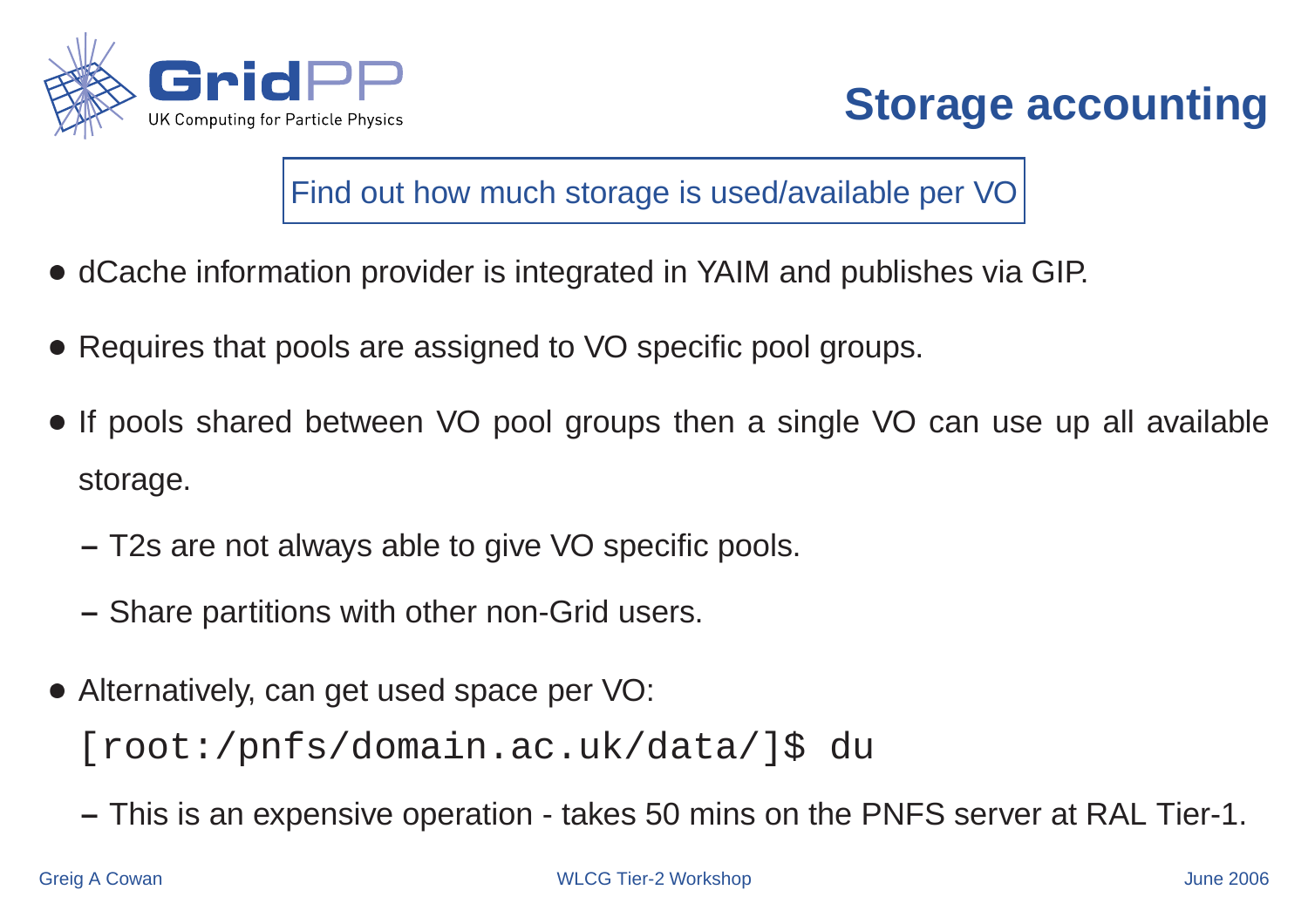# Storage accounting

Find out how much storage is used/available per VO

- dCache information provider is integrated in YAIM and publishes via GIP.
- Requires that pools are assigned to VO specific pool groups.
- If pools shared between VO pool groups then a single VO can use up all available storage.
  - T2s are not always able to give VO specific pools.
  - Share partitions with other non-Grid users.
- Alternatively, can get used space per VO:

```
[root:/pnfs/domain.ac.uk/data/]$ du
```

  - This is an expensive operation - takes 50 mins on the PNFS server at RAL Tier-1.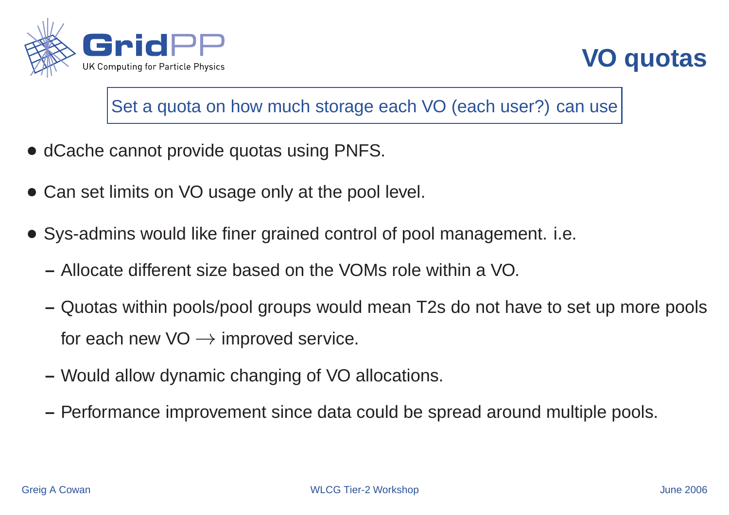# VO quotas

Set a quota on how much storage each VO (each user?) can use

- dCache cannot provide quotas using PNFS.
- Can set limits on VO usage only at the pool level.
- Sys-admins would like finer grained control of pool management. i.e.
  - Allocate different size based on the VOMs role within a VO.
  - Quotas within pools/pool groups would mean T2s do not have to set up more pools for each new VO $\rightarrow$ improved service.
  - Would allow dynamic changing of VO allocations.
  - Performance improvement since data could be spread around multiple pools.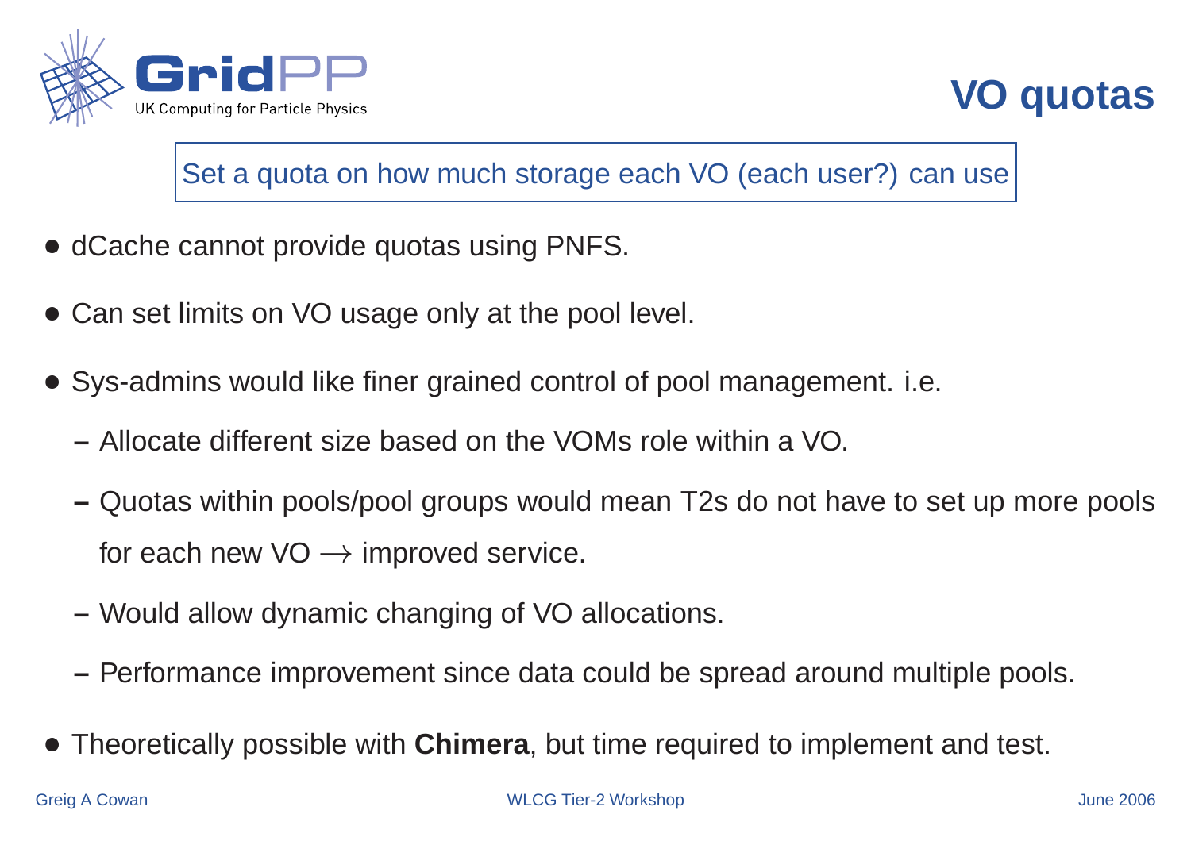# VO quotas

Set a quota on how much storage each VO (each user?) can use

- dCache cannot provide quotas using PNFS.
- Can set limits on VO usage only at the pool level.
- Sys-admins would like finer grained control of pool management. i.e.
  - Allocate different size based on the VOMs role within a VO.
  - Quotas within pools/pool groups would mean T2s do not have to set up more pools for each new VO $\rightarrow$ improved service.
  - Would allow dynamic changing of VO allocations.
  - Performance improvement since data could be spread around multiple pools.
- Theoretically possible with **Chimera**, but time required to implement and test.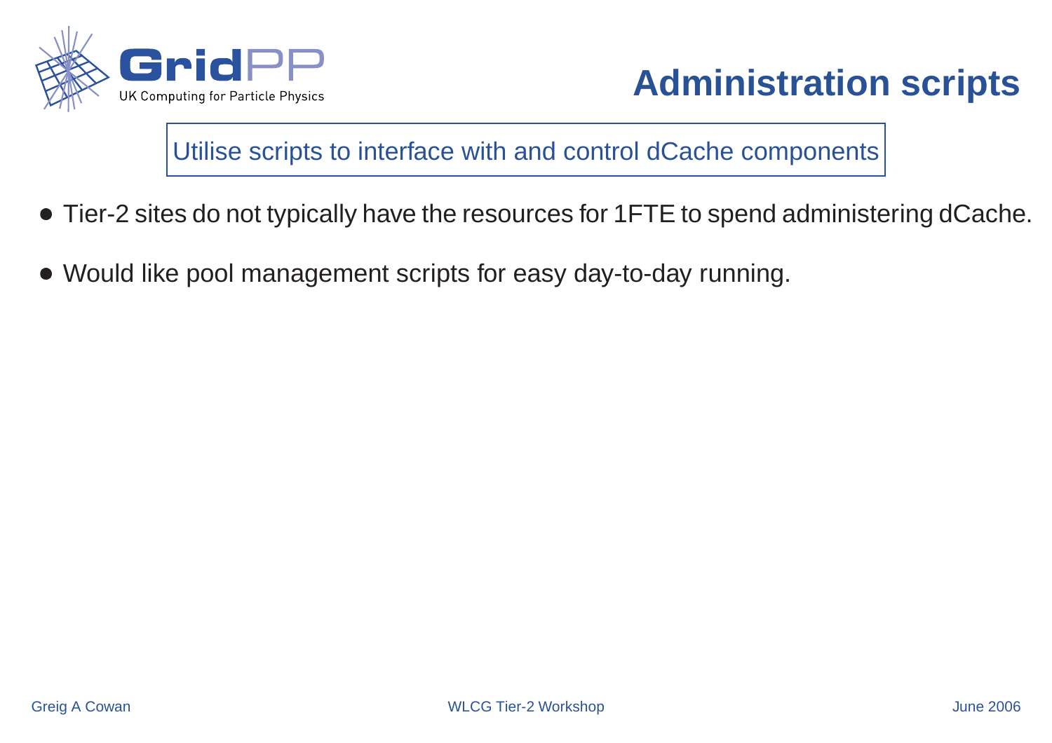# Administration scripts

Utilise scripts to interface with and control dCache components

- Tier-2 sites do not typically have the resources for 1FTE to spend administering dCache.
- Would like pool management scripts for easy day-to-day running.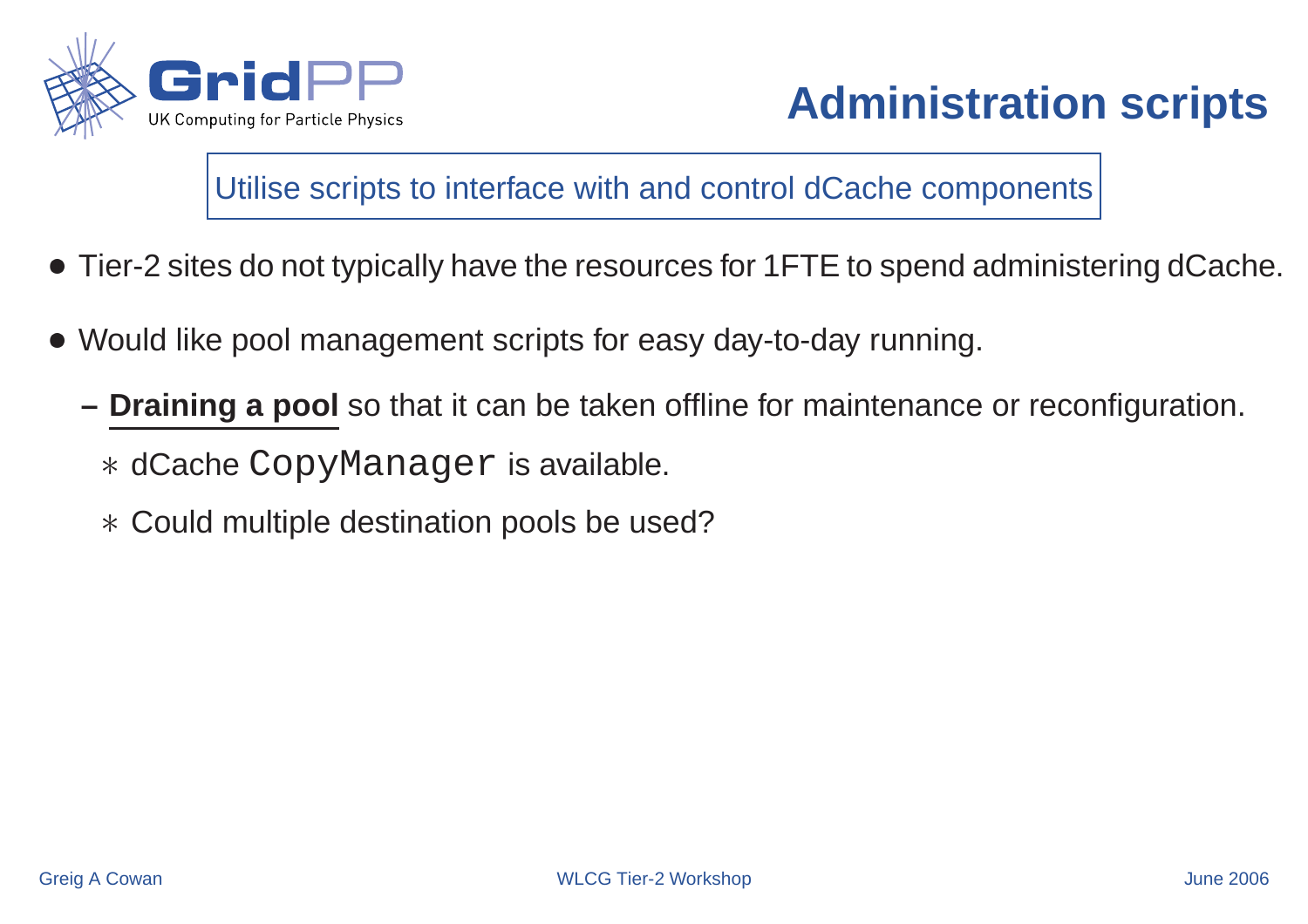# Administration scripts

Utilise scripts to interface with and control dCache components

- Tier-2 sites do not typically have the resources for 1FTE to spend administering dCache.
- Would like pool management scripts for easy day-to-day running.
  - **Draining a pool** so that it can be taken offline for maintenance or reconfiguration.
    - dCache `CopyManager` is available.
    - Could multiple destination pools be used?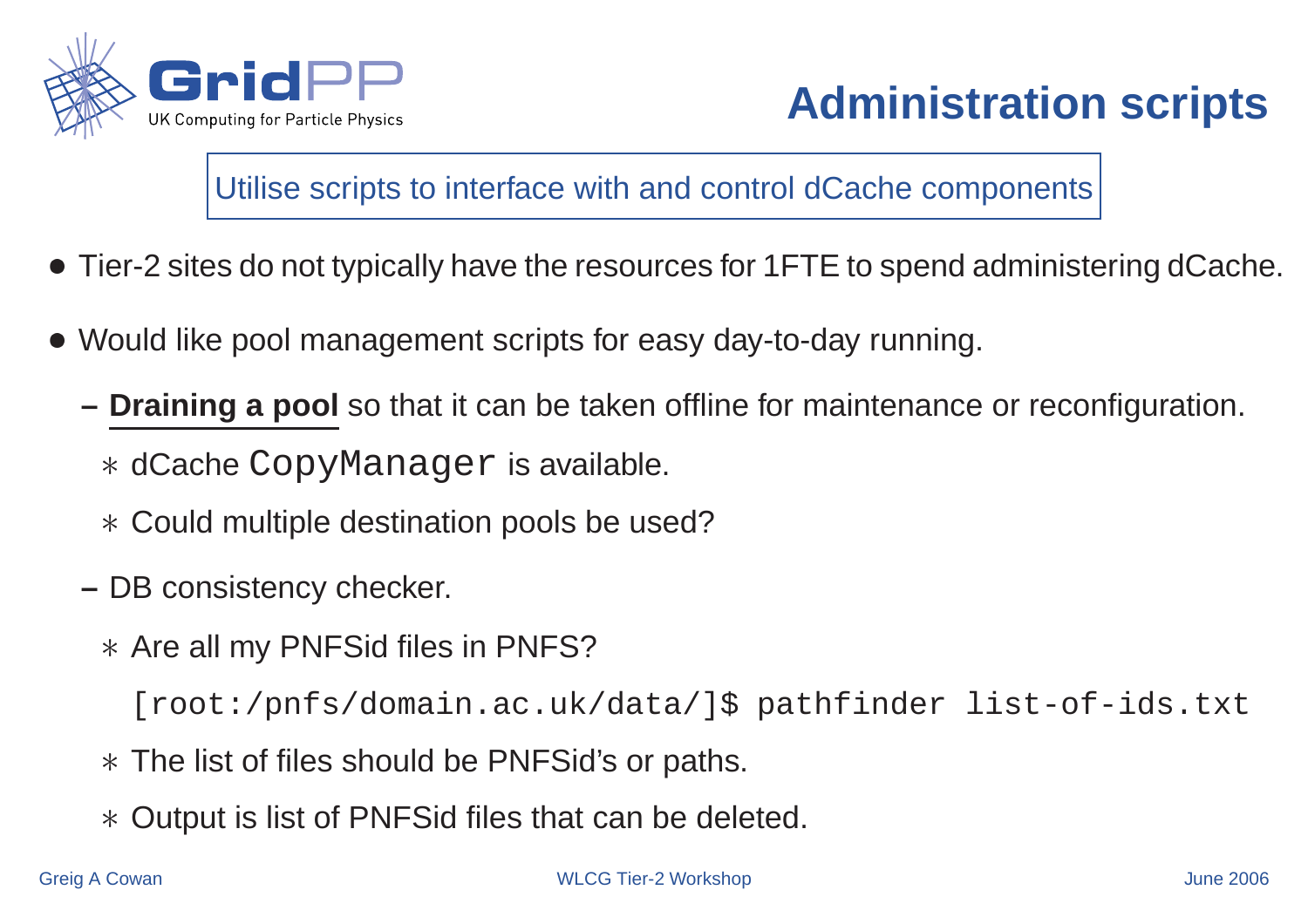# Administration scripts

Utilise scripts to interface with and control dCache components

- Tier-2 sites do not typically have the resources for 1FTE to spend administering dCache.
- Would like pool management scripts for easy day-to-day running.
  - **Draining a pool** so that it can be taken offline for maintenance or reconfiguration.
    - dCache `CopyManager` is available.
    - Could multiple destination pools be used?
  - DB consistency checker.
    - Are all my PNFSid files in PNFS?

      ```
      [root:/pnfs/domain.ac.uk/data/]$ pathfinder list-of-ids.txt
      ```

    - The list of files should be PNFSid's or paths.
    - Output is list of PNFSid files that can be deleted.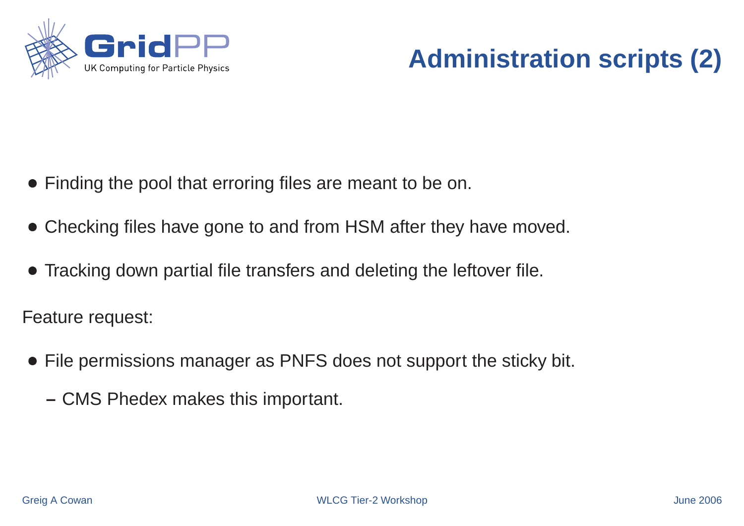# Administration scripts (2)

- Finding the pool that erroring files are meant to be on.
- Checking files have gone to and from HSM after they have moved.
- Tracking down partial file transfers and deleting the leftover file.

Feature request:

- File permissions manager as PNFS does not support the sticky bit.
  - CMS Phedex makes this important.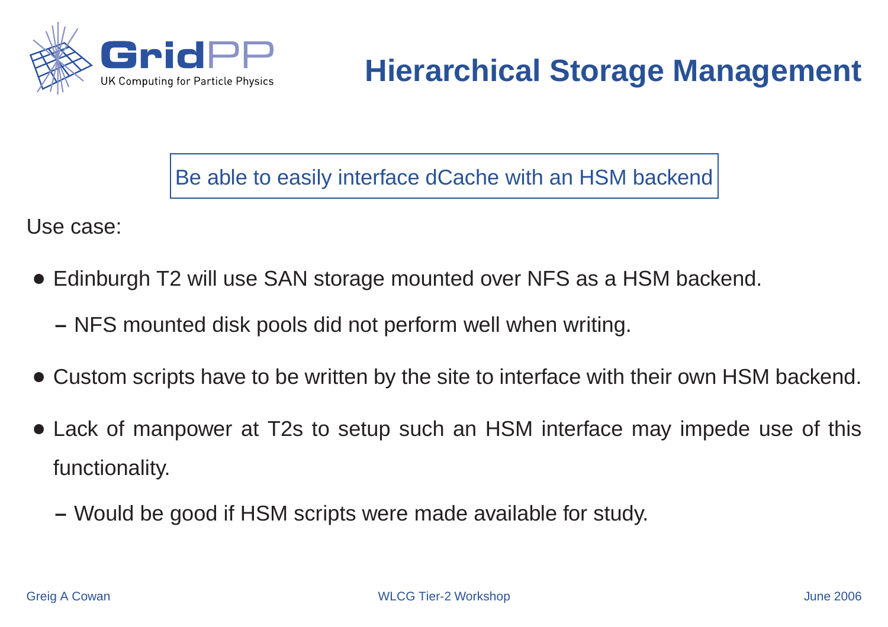# Hierarchical Storage Management

Be able to easily interface dCache with an HSM backend

Use case:

- Edinburgh T2 will use SAN storage mounted over NFS as a HSM backend.
  - NFS mounted disk pools did not perform well when writing.
- Custom scripts have to be written by the site to interface with their own HSM backend.
- Lack of manpower at T2s to setup such an HSM interface may impede use of this functionality.
  - Would be good if HSM scripts were made available for study.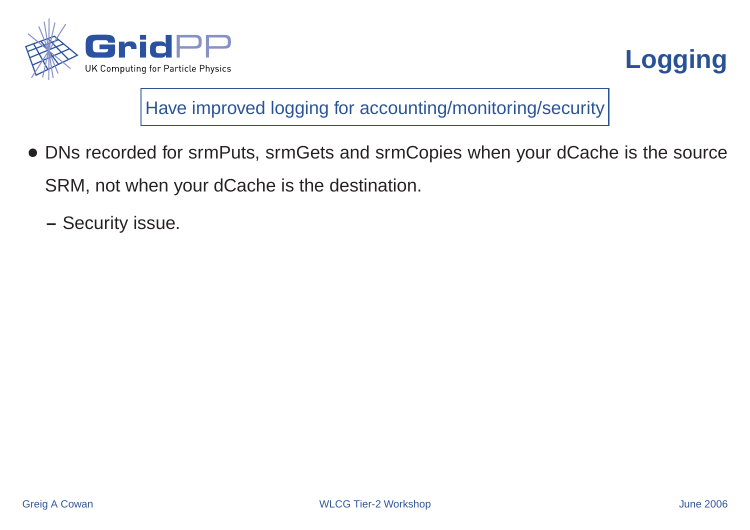# Logging

Have improved logging for accounting/monitoring/security

- DNs recorded for srmPuts, srmGets and srmCopies when your dCache is the source SRM, not when your dCache is the destination.
  - Security issue.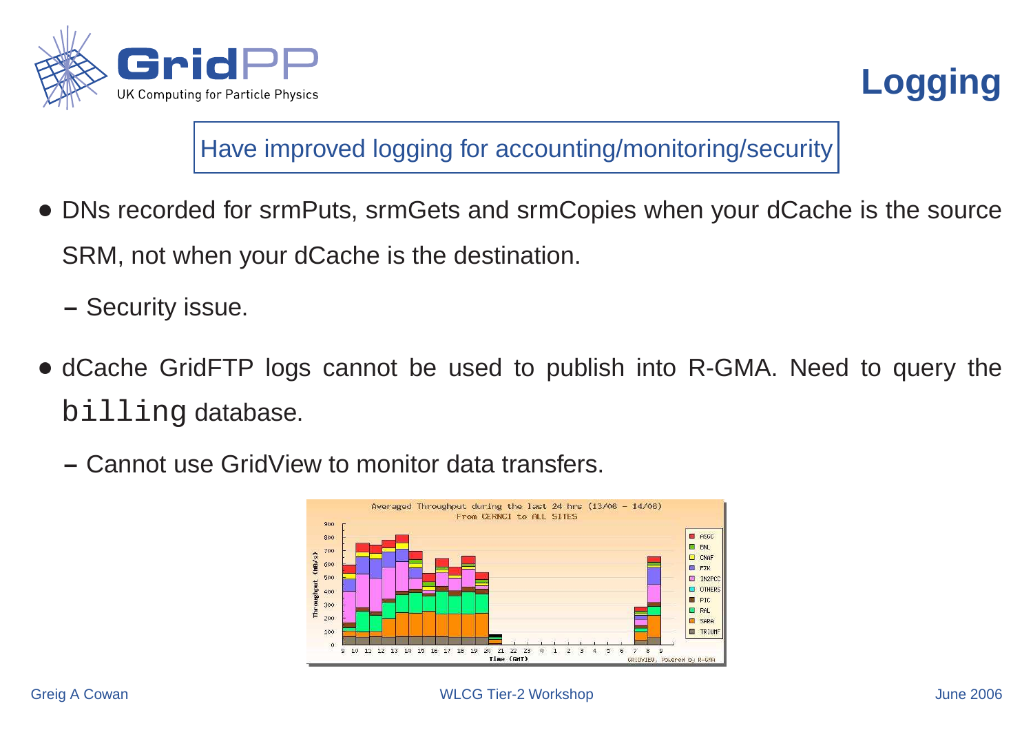# Logging

Have improved logging for accounting/monitoring/security

- DNs recorded for srmPuts, srmGets and srmCopies when your dCache is the source SRM, not when your dCache is the destination.
  - Security issue.
- dCache GridFTP logs cannot be used to publish into R-GMA. Need to query the `billing` database.
  - Cannot use GridView to monitor data transfers.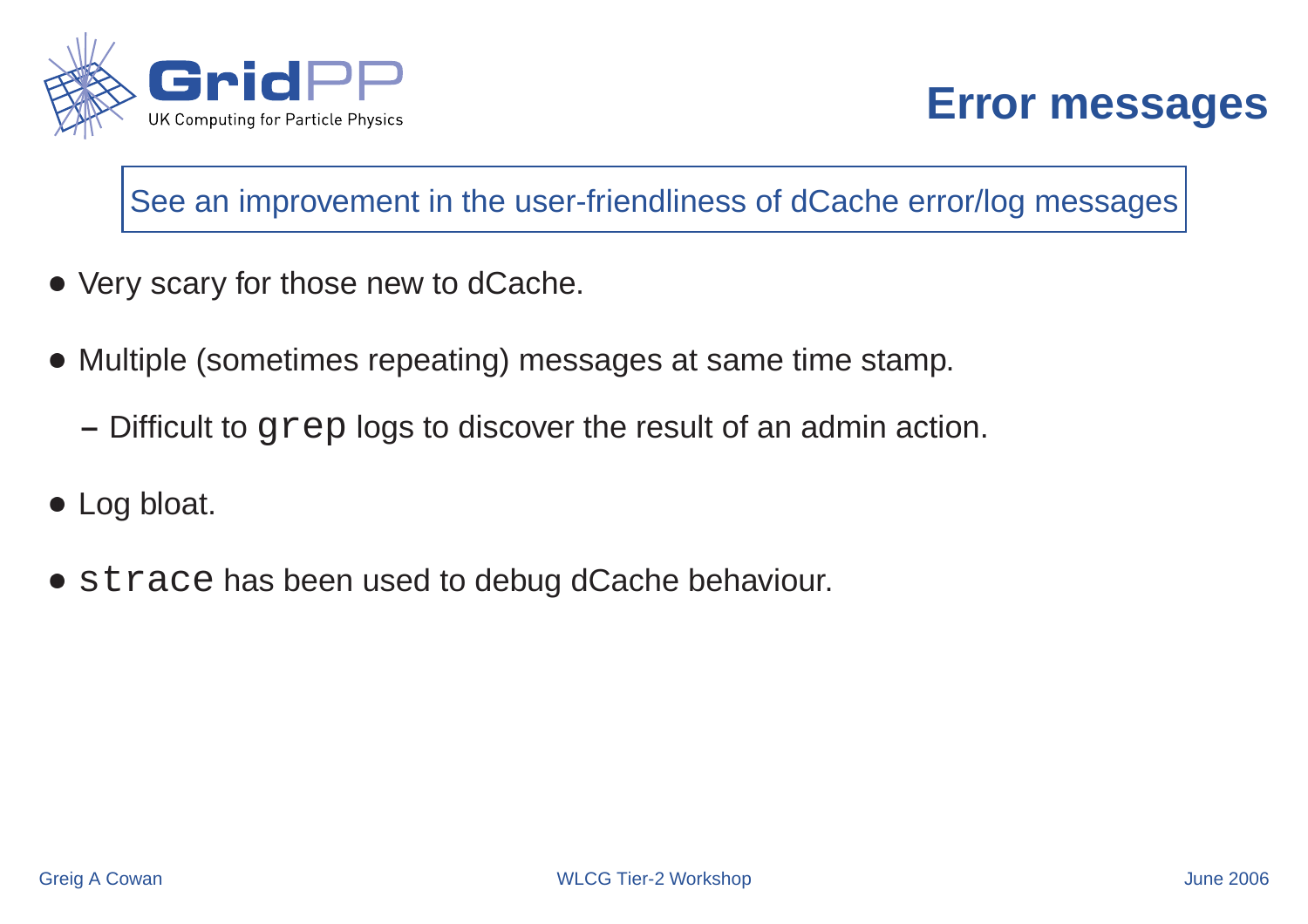# Error messages

> See an improvement in the user-friendliness of dCache error/log messages

- Very scary for those new to dCache.
- Multiple (sometimes repeating) messages at same time stamp.
  - Difficult to `grep` logs to discover the result of an admin action.
- Log bloat.
- `strace` has been used to debug dCache behaviour.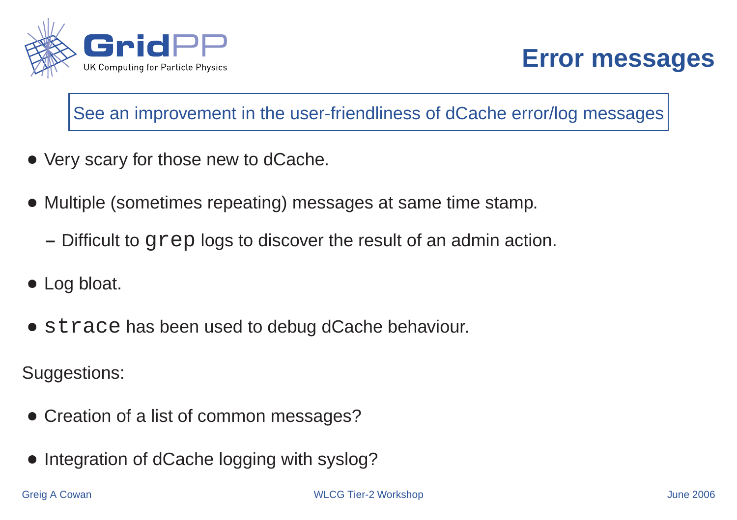# Error messages

See an improvement in the user-friendliness of dCache error/log messages

- Very scary for those new to dCache.
- Multiple (sometimes repeating) messages at same time stamp.
  - Difficult to `grep` logs to discover the result of an admin action.
- Log bloat.
- `strace` has been used to debug dCache behaviour.

Suggestions:

- Creation of a list of common messages?
- Integration of dCache logging with syslog?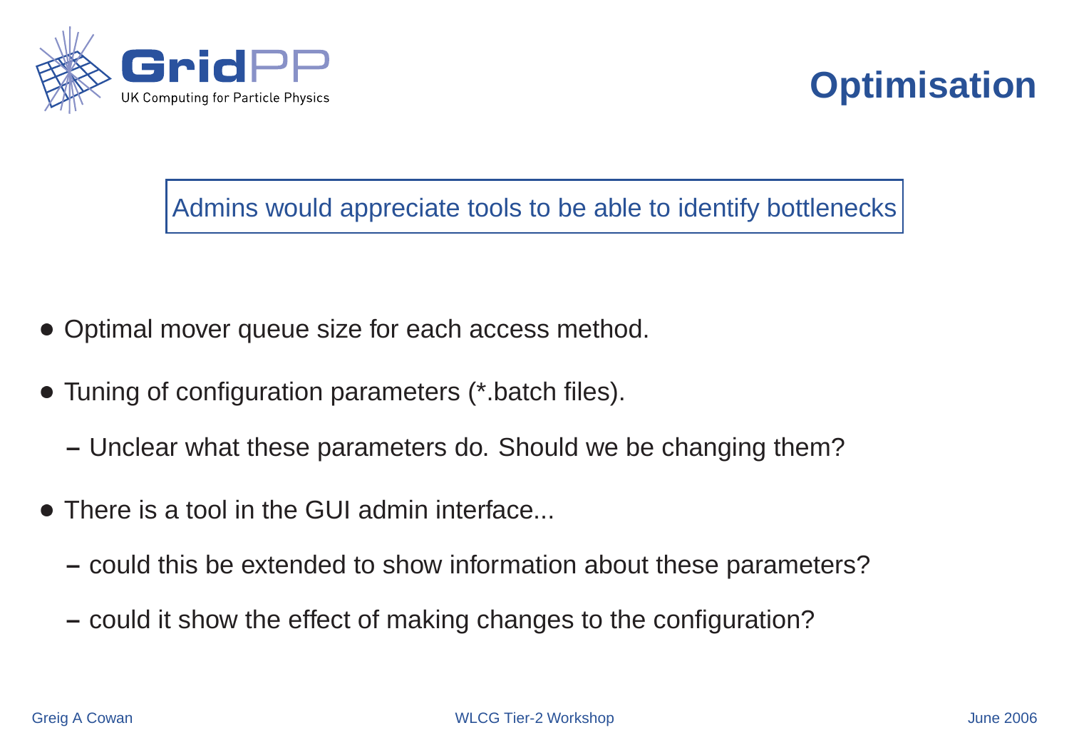# Optimisation

Admins would appreciate tools to be able to identify bottlenecks

- Optimal mover queue size for each access method.
- Tuning of configuration parameters (*.batch files).
  - Unclear what these parameters do. Should we be changing them?
- There is a tool in the GUI admin interface...
  - could this be extended to show information about these parameters?
  - could it show the effect of making changes to the configuration?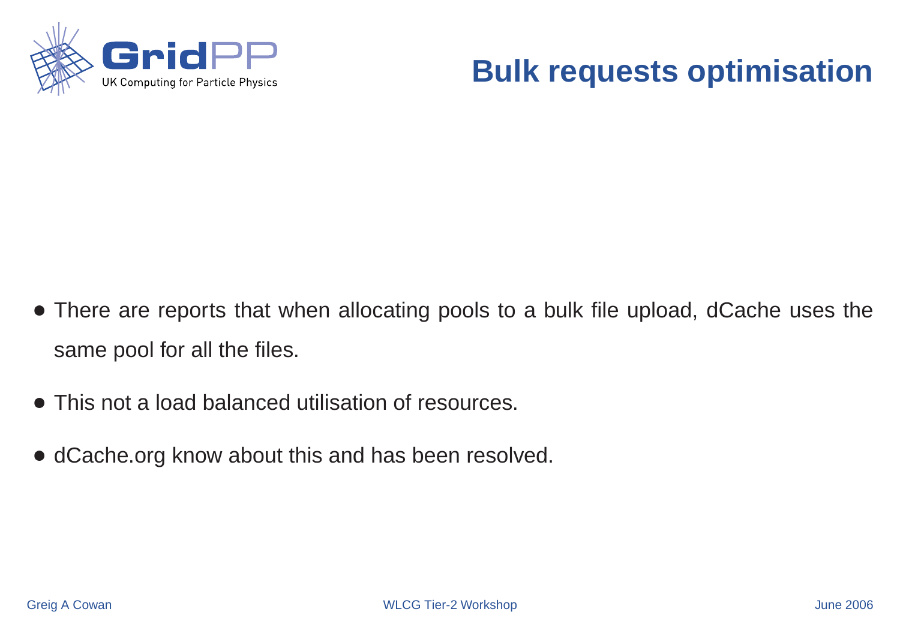# Bulk requests optimisation

- There are reports that when allocating pools to a bulk file upload, dCache uses the same pool for all the files.
- This not a load balanced utilisation of resources.
- dCache.org know about this and has been resolved.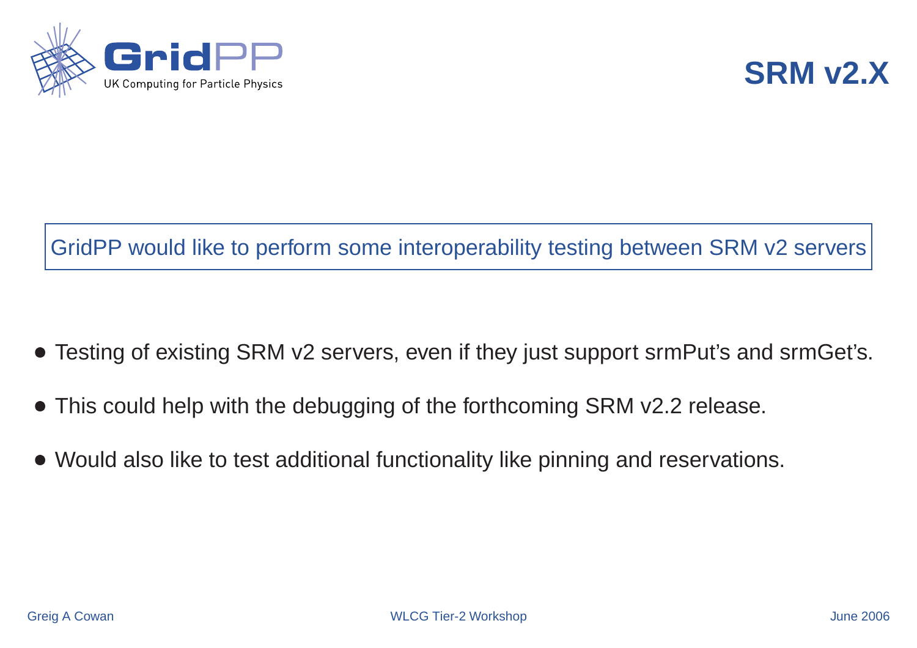# SRM v2.X

GridPP would like to perform some interoperability testing between SRM v2 servers

- Testing of existing SRM v2 servers, even if they just support srmPut's and srmGet's.
- This could help with the debugging of the forthcoming SRM v2.2 release.
- Would also like to test additional functionality like pinning and reservations.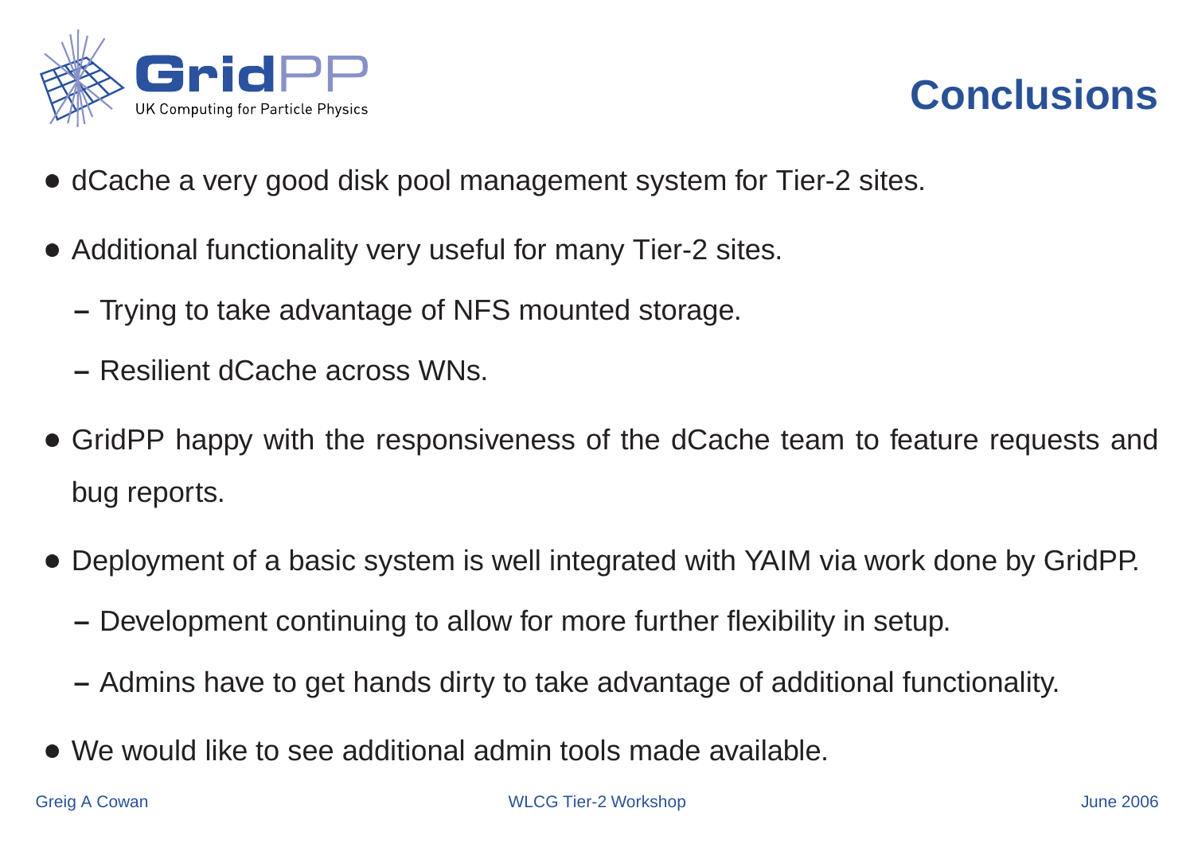# Conclusions

- dCache a very good disk pool management system for Tier-2 sites.
- Additional functionality very useful for many Tier-2 sites.
  - Trying to take advantage of NFS mounted storage.
  - Resilient dCache across WNs.
- GridPP happy with the responsiveness of the dCache team to feature requests and bug reports.
- Deployment of a basic system is well integrated with YAIM via work done by GridPP.
  - Development continuing to allow for more further flexibility in setup.
  - Admins have to get hands dirty to take advantage of additional functionality.
- We would like to see additional admin tools made available.